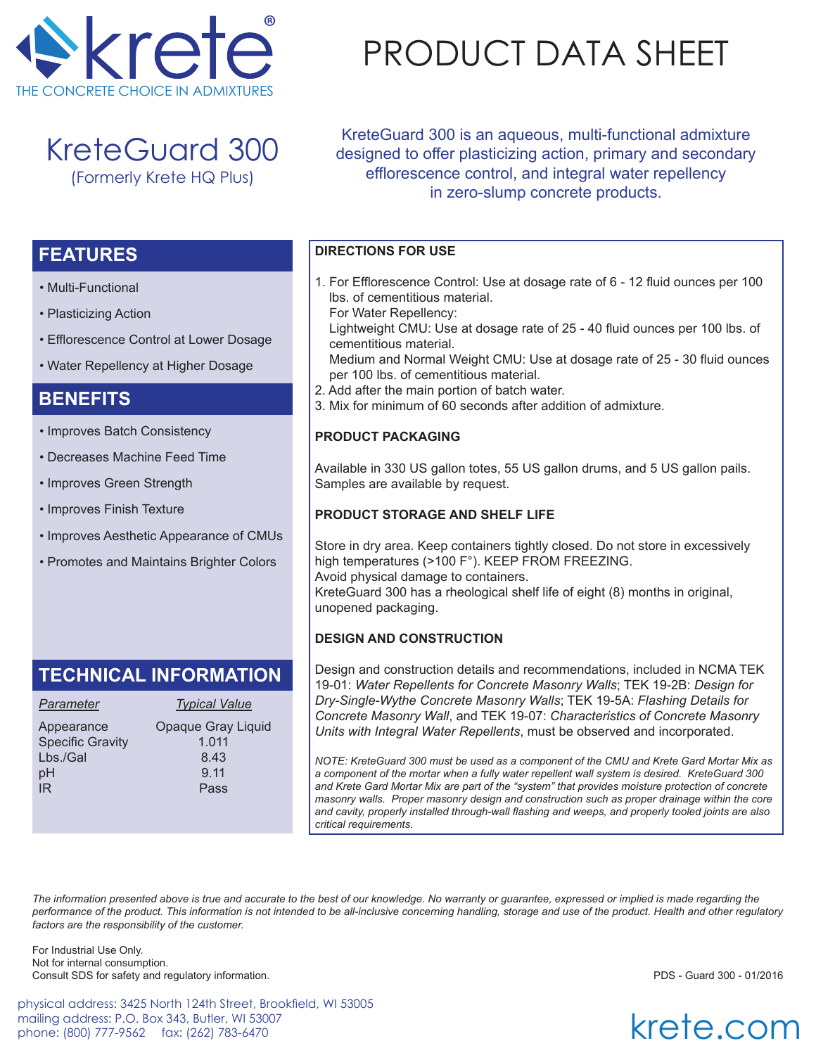krete®
THE CONCRETE CHOICE IN ADMIXTURES

# PRODUCT DATA SHEET

## KreteGuard 300
(Formerly Krete HQ Plus)

KreteGuard 300 is an aqueous, multi-functional admixture designed to offer plasticizing action, primary and secondary efflorescence control, and integral water repellency in zero-slump concrete products.

## FEATURES

- Multi-Functional
- Plasticizing Action
- Efflorescence Control at Lower Dosage
- Water Repellency at Higher Dosage

## BENEFITS

- Improves Batch Consistency
- Decreases Machine Feed Time
- Improves Green Strength
- Improves Finish Texture
- Improves Aesthetic Appearance of CMUs
- Promotes and Maintains Brighter Colors

## TECHNICAL INFORMATION

| *Parameter* | *Typical Value* |
|---|---|
| Appearance | Opaque Gray Liquid |
| Specific Gravity | 1.011 |
| Lbs./Gal | 8.43 |
| pH | 9.11 |
| IR | Pass |

### DIRECTIONS FOR USE

1. For Efflorescence Control: Use at dosage rate of 6 - 12 fluid ounces per 100 lbs. of cementitious material.
   For Water Repellency:
   Lightweight CMU: Use at dosage rate of 25 - 40 fluid ounces per 100 lbs. of cementitious material.
   Medium and Normal Weight CMU: Use at dosage rate of 25 - 30 fluid ounces per 100 lbs. of cementitious material.
2. Add after the main portion of batch water.
3. Mix for minimum of 60 seconds after addition of admixture.

### PRODUCT PACKAGING

Available in 330 US gallon totes, 55 US gallon drums, and 5 US gallon pails. Samples are available by request.

### PRODUCT STORAGE AND SHELF LIFE

Store in dry area. Keep containers tightly closed. Do not store in excessively high temperatures (>100 F°). KEEP FROM FREEZING.
Avoid physical damage to containers.
KreteGuard 300 has a rheological shelf life of eight (8) months in original, unopened packaging.

### DESIGN AND CONSTRUCTION

Design and construction details and recommendations, included in NCMA TEK 19-01: *Water Repellents for Concrete Masonry Walls*; TEK 19-2B: *Design for Dry-Single-Wythe Concrete Masonry Walls*; TEK 19-5A: *Flashing Details for Concrete Masonry Wall*, and TEK 19-07: *Characteristics of Concrete Masonry Units with Integral Water Repellents*, must be observed and incorporated.

*NOTE: KreteGuard 300 must be used as a component of the CMU and Krete Gard Mortar Mix as a component of the mortar when a fully water repellent wall system is desired. KreteGuard 300 and Krete Gard Mortar Mix are part of the "system" that provides moisture protection of concrete masonry walls. Proper masonry design and construction such as proper drainage within the core and cavity, properly installed through-wall flashing and weeps, and properly tooled joints are also critical requirements.*

*The information presented above is true and accurate to the best of our knowledge. No warranty or guarantee, expressed or implied is made regarding the performance of the product. This information is not intended to be all-inclusive concerning handling, storage and use of the product. Health and other regulatory factors are the responsibility of the customer.*

For Industrial Use Only.
Not for internal consumption.
Consult SDS for safety and regulatory information.

PDS - Guard 300 - 01/2016

physical address: 3425 North 124th Street, Brookfield, WI 53005
mailing address: P.O. Box 343, Butler, WI 53007
phone: (800) 777-9562 fax: (262) 783-6470

krete.com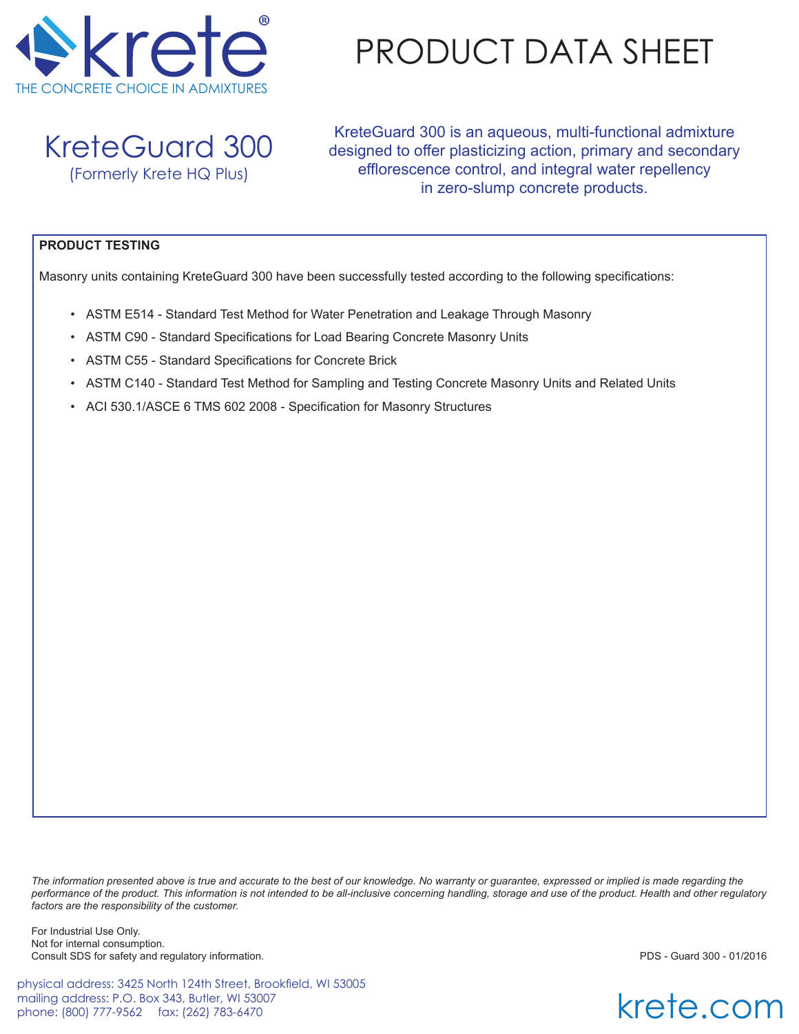# PRODUCT DATA SHEET

## KreteGuard 300

(Formerly Krete HQ Plus)

KreteGuard 300 is an aqueous, multi-functional admixture designed to offer plasticizing action, primary and secondary efflorescence control, and integral water repellency in zero-slump concrete products.

**PRODUCT TESTING**

Masonry units containing KreteGuard 300 have been successfully tested according to the following specifications:

- ASTM E514 - Standard Test Method for Water Penetration and Leakage Through Masonry
- ASTM C90 - Standard Specifications for Load Bearing Concrete Masonry Units
- ASTM C55 - Standard Specifications for Concrete Brick
- ASTM C140 - Standard Test Method for Sampling and Testing Concrete Masonry Units and Related Units
- ACI 530.1/ASCE 6 TMS 602 2008 - Specification for Masonry Structures

*The information presented above is true and accurate to the best of our knowledge. No warranty or guarantee, expressed or implied is made regarding the performance of the product. This information is not intended to be all-inclusive concerning handling, storage and use of the product. Health and other regulatory factors are the responsibility of the customer.*

For Industrial Use Only.
Not for internal consumption.
Consult SDS for safety and regulatory information.

PDS - Guard 300 - 01/2016

physical address: 3425 North 124th Street, Brookfield, WI 53005
mailing address: P.O. Box 343, Butler, WI 53007
phone: (800) 777-9562 fax: (262) 783-6470

krete.com